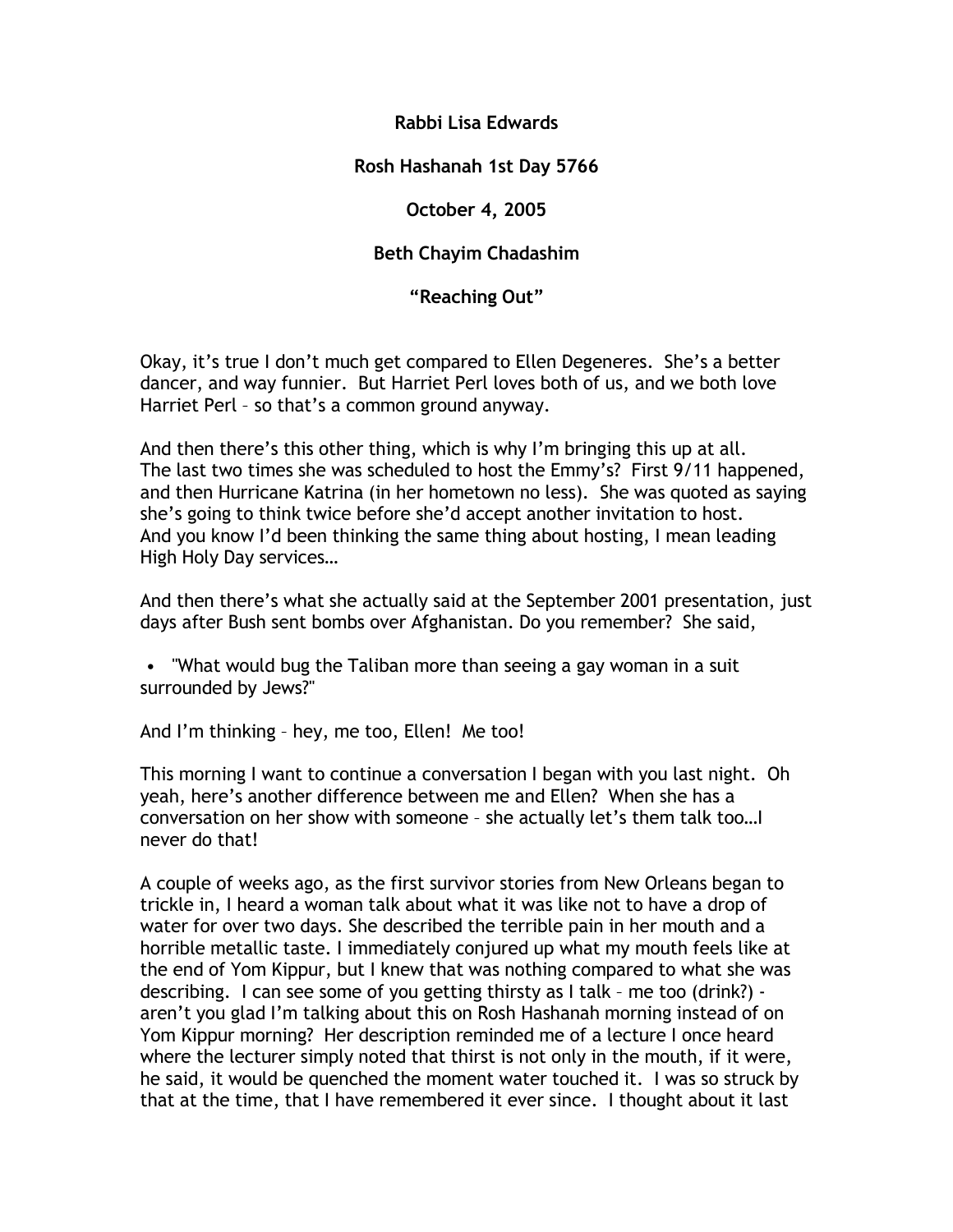**Rabbi Lisa Edwards**

**Rosh Hashanah 1st Day 5766**

**October 4, 2005**

**Beth Chayim Chadashim**

**"Reaching Out"**

Okay, it's true I don't much get compared to Ellen Degeneres. She's a better dancer, and way funnier. But Harriet Perl loves both of us, and we both love Harriet Perl – so that's a common ground anyway.

And then there's this other thing, which is why I'm bringing this up at all. The last two times she was scheduled to host the Emmy's? First 9/11 happened, and then Hurricane Katrina (in her hometown no less). She was quoted as saying she's going to think twice before she'd accept another invitation to host. And you know I'd been thinking the same thing about hosting, I mean leading High Holy Day services…

And then there's what she actually said at the September 2001 presentation, just days after Bush sent bombs over Afghanistan. Do you remember? She said,

- "What would bug the Taliban more than seeing a gay woman in a suit surrounded by Jews?"

And I'm thinking – hey, me too, Ellen! Me too!

This morning I want to continue a conversation I began with you last night. Oh yeah, here's another difference between me and Ellen? When she has a conversation on her show with someone – she actually let's them talk too…I never do that!

A couple of weeks ago, as the first survivor stories from New Orleans began to trickle in, I heard a woman talk about what it was like not to have a drop of water for over two days. She described the terrible pain in her mouth and a horrible metallic taste. I immediately conjured up what my mouth feels like at the end of Yom Kippur, but I knew that was nothing compared to what she was describing. I can see some of you getting thirsty as I talk – me too (drink?) - aren't you glad I'm talking about this on Rosh Hashanah morning instead of on Yom Kippur morning? Her description reminded me of a lecture I once heard where the lecturer simply noted that thirst is not only in the mouth, if it were, he said, it would be quenched the moment water touched it. I was so struck by that at the time, that I have remembered it ever since. I thought about it last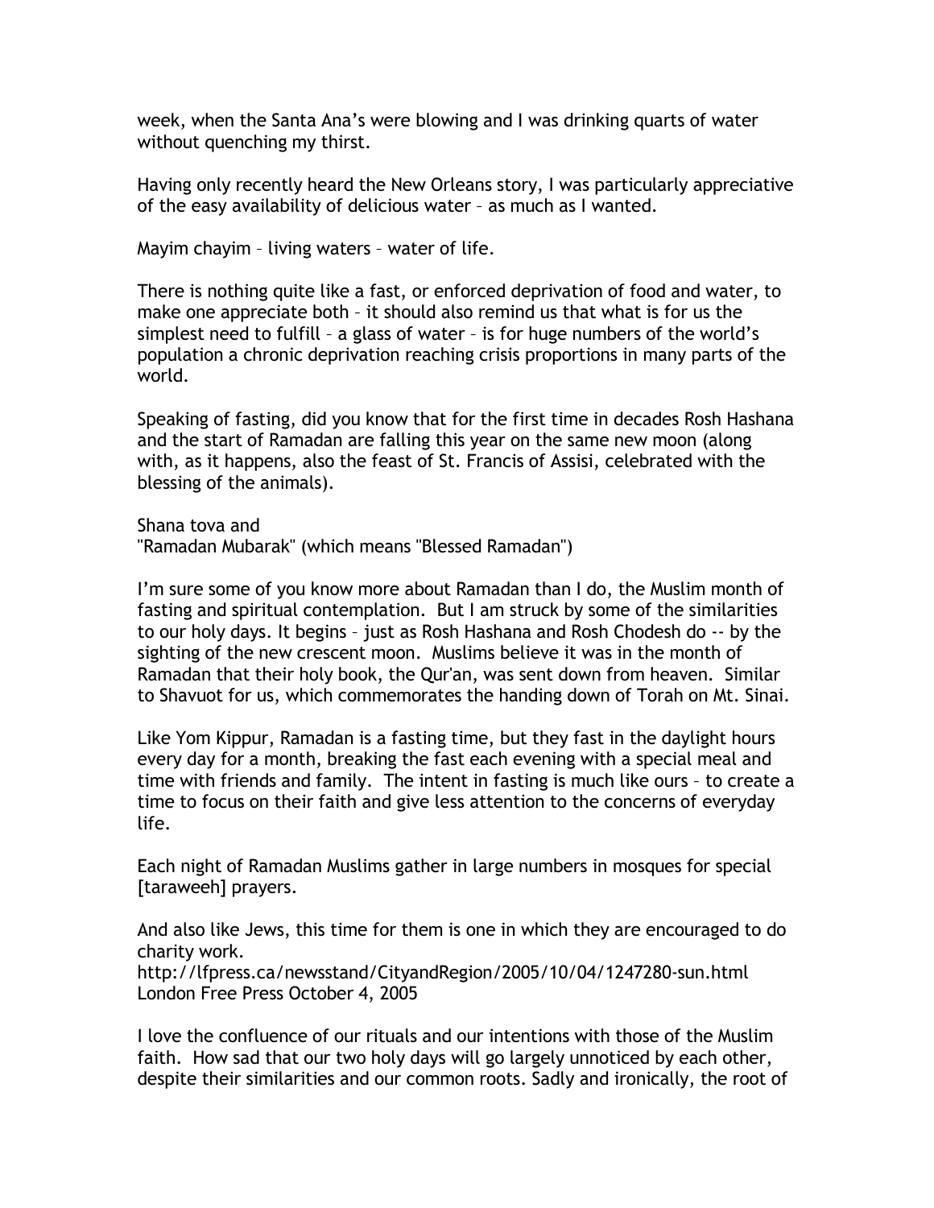week, when the Santa Ana's were blowing and I was drinking quarts of water without quenching my thirst.

Having only recently heard the New Orleans story, I was particularly appreciative of the easy availability of delicious water – as much as I wanted.

Mayim chayim – living waters – water of life.

There is nothing quite like a fast, or enforced deprivation of food and water, to make one appreciate both – it should also remind us that what is for us the simplest need to fulfill – a glass of water – is for huge numbers of the world's population a chronic deprivation reaching crisis proportions in many parts of the world.

Speaking of fasting, did you know that for the first time in decades Rosh Hashana and the start of Ramadan are falling this year on the same new moon (along with, as it happens, also the feast of St. Francis of Assisi, celebrated with the blessing of the animals).

Shana tova and
"Ramadan Mubarak" (which means "Blessed Ramadan")

I'm sure some of you know more about Ramadan than I do, the Muslim month of fasting and spiritual contemplation. But I am struck by some of the similarities to our holy days. It begins – just as Rosh Hashana and Rosh Chodesh do -- by the sighting of the new crescent moon. Muslims believe it was in the month of Ramadan that their holy book, the Qur'an, was sent down from heaven. Similar to Shavuot for us, which commemorates the handing down of Torah on Mt. Sinai.

Like Yom Kippur, Ramadan is a fasting time, but they fast in the daylight hours every day for a month, breaking the fast each evening with a special meal and time with friends and family. The intent in fasting is much like ours – to create a time to focus on their faith and give less attention to the concerns of everyday life.

Each night of Ramadan Muslims gather in large numbers in mosques for special [taraweeh] prayers.

And also like Jews, this time for them is one in which they are encouraged to do charity work.
http://lfpress.ca/newsstand/CityandRegion/2005/10/04/1247280-sun.html
London Free Press October 4, 2005

I love the confluence of our rituals and our intentions with those of the Muslim faith. How sad that our two holy days will go largely unnoticed by each other, despite their similarities and our common roots. Sadly and ironically, the root of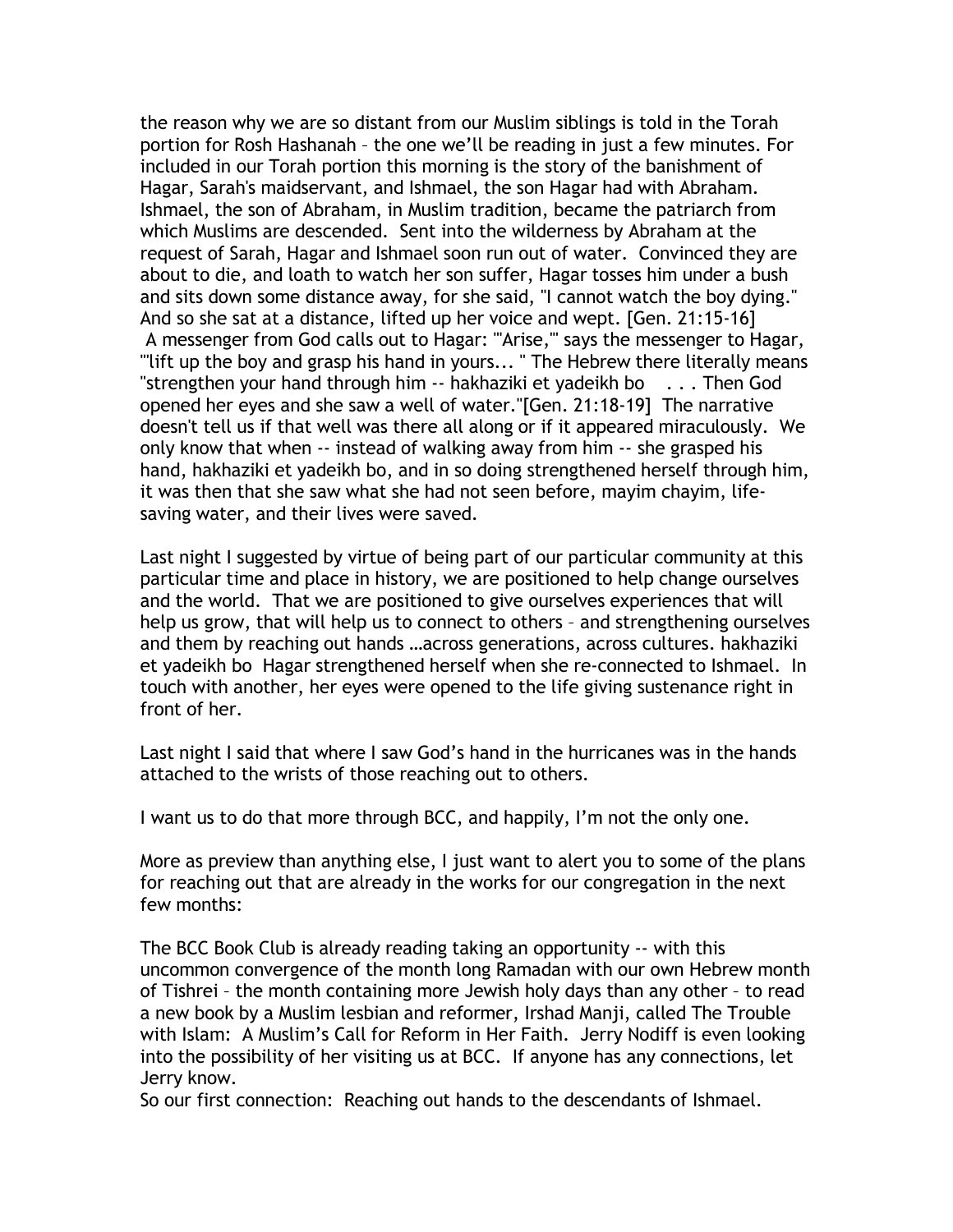the reason why we are so distant from our Muslim siblings is told in the Torah portion for Rosh Hashanah – the one we'll be reading in just a few minutes. For included in our Torah portion this morning is the story of the banishment of Hagar, Sarah's maidservant, and Ishmael, the son Hagar had with Abraham. Ishmael, the son of Abraham, in Muslim tradition, became the patriarch from which Muslims are descended. Sent into the wilderness by Abraham at the request of Sarah, Hagar and Ishmael soon run out of water. Convinced they are about to die, and loath to watch her son suffer, Hagar tosses him under a bush and sits down some distance away, for she said, "I cannot watch the boy dying." And so she sat at a distance, lifted up her voice and wept. [Gen. 21:15-16] A messenger from God calls out to Hagar: "'Arise,'" says the messenger to Hagar, "'lift up the boy and grasp his hand in yours... " The Hebrew there literally means "strengthen your hand through him -- hakhaziki et yadeikh bo . . . Then God opened her eyes and she saw a well of water."[Gen. 21:18-19] The narrative doesn't tell us if that well was there all along or if it appeared miraculously. We only know that when -- instead of walking away from him -- she grasped his hand, hakhaziki et yadeikh bo, and in so doing strengthened herself through him, it was then that she saw what she had not seen before, mayim chayim, life-saving water, and their lives were saved.

Last night I suggested by virtue of being part of our particular community at this particular time and place in history, we are positioned to help change ourselves and the world. That we are positioned to give ourselves experiences that will help us grow, that will help us to connect to others – and strengthening ourselves and them by reaching out hands …across generations, across cultures. hakhaziki et yadeikh bo Hagar strengthened herself when she re-connected to Ishmael. In touch with another, her eyes were opened to the life giving sustenance right in front of her.

Last night I said that where I saw God's hand in the hurricanes was in the hands attached to the wrists of those reaching out to others.

I want us to do that more through BCC, and happily, I'm not the only one.

More as preview than anything else, I just want to alert you to some of the plans for reaching out that are already in the works for our congregation in the next few months:

The BCC Book Club is already reading taking an opportunity -- with this uncommon convergence of the month long Ramadan with our own Hebrew month of Tishrei – the month containing more Jewish holy days than any other – to read a new book by a Muslim lesbian and reformer, Irshad Manji, called The Trouble with Islam: A Muslim's Call for Reform in Her Faith. Jerry Nodiff is even looking into the possibility of her visiting us at BCC. If anyone has any connections, let Jerry know.
So our first connection: Reaching out hands to the descendants of Ishmael.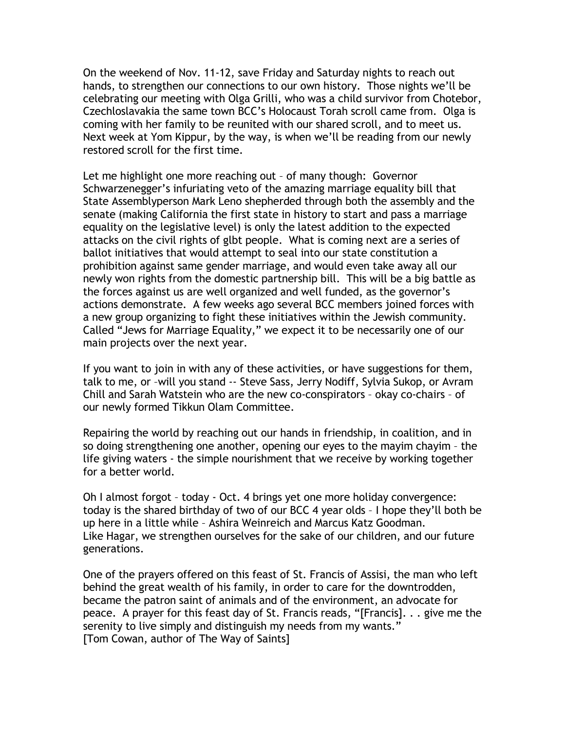On the weekend of Nov. 11-12, save Friday and Saturday nights to reach out hands, to strengthen our connections to our own history. Those nights we'll be celebrating our meeting with Olga Grilli, who was a child survivor from Chotebor, Czechloslavakia the same town BCC's Holocaust Torah scroll came from. Olga is coming with her family to be reunited with our shared scroll, and to meet us. Next week at Yom Kippur, by the way, is when we'll be reading from our newly restored scroll for the first time.

Let me highlight one more reaching out – of many though: Governor Schwarzenegger's infuriating veto of the amazing marriage equality bill that State Assemblyperson Mark Leno shepherded through both the assembly and the senate (making California the first state in history to start and pass a marriage equality on the legislative level) is only the latest addition to the expected attacks on the civil rights of glbt people. What is coming next are a series of ballot initiatives that would attempt to seal into our state constitution a prohibition against same gender marriage, and would even take away all our newly won rights from the domestic partnership bill. This will be a big battle as the forces against us are well organized and well funded, as the governor's actions demonstrate. A few weeks ago several BCC members joined forces with a new group organizing to fight these initiatives within the Jewish community. Called "Jews for Marriage Equality," we expect it to be necessarily one of our main projects over the next year.

If you want to join in with any of these activities, or have suggestions for them, talk to me, or –will you stand -- Steve Sass, Jerry Nodiff, Sylvia Sukop, or Avram Chill and Sarah Watstein who are the new co-conspirators – okay co-chairs – of our newly formed Tikkun Olam Committee.

Repairing the world by reaching out our hands in friendship, in coalition, and in so doing strengthening one another, opening our eyes to the mayim chayim – the life giving waters - the simple nourishment that we receive by working together for a better world.

Oh I almost forgot – today - Oct. 4 brings yet one more holiday convergence: today is the shared birthday of two of our BCC 4 year olds – I hope they'll both be up here in a little while – Ashira Weinreich and Marcus Katz Goodman.
Like Hagar, we strengthen ourselves for the sake of our children, and our future generations.

One of the prayers offered on this feast of St. Francis of Assisi, the man who left behind the great wealth of his family, in order to care for the downtrodden, became the patron saint of animals and of the environment, an advocate for peace. A prayer for this feast day of St. Francis reads, "[Francis]. . . give me the serenity to live simply and distinguish my needs from my wants."
[Tom Cowan, author of The Way of Saints]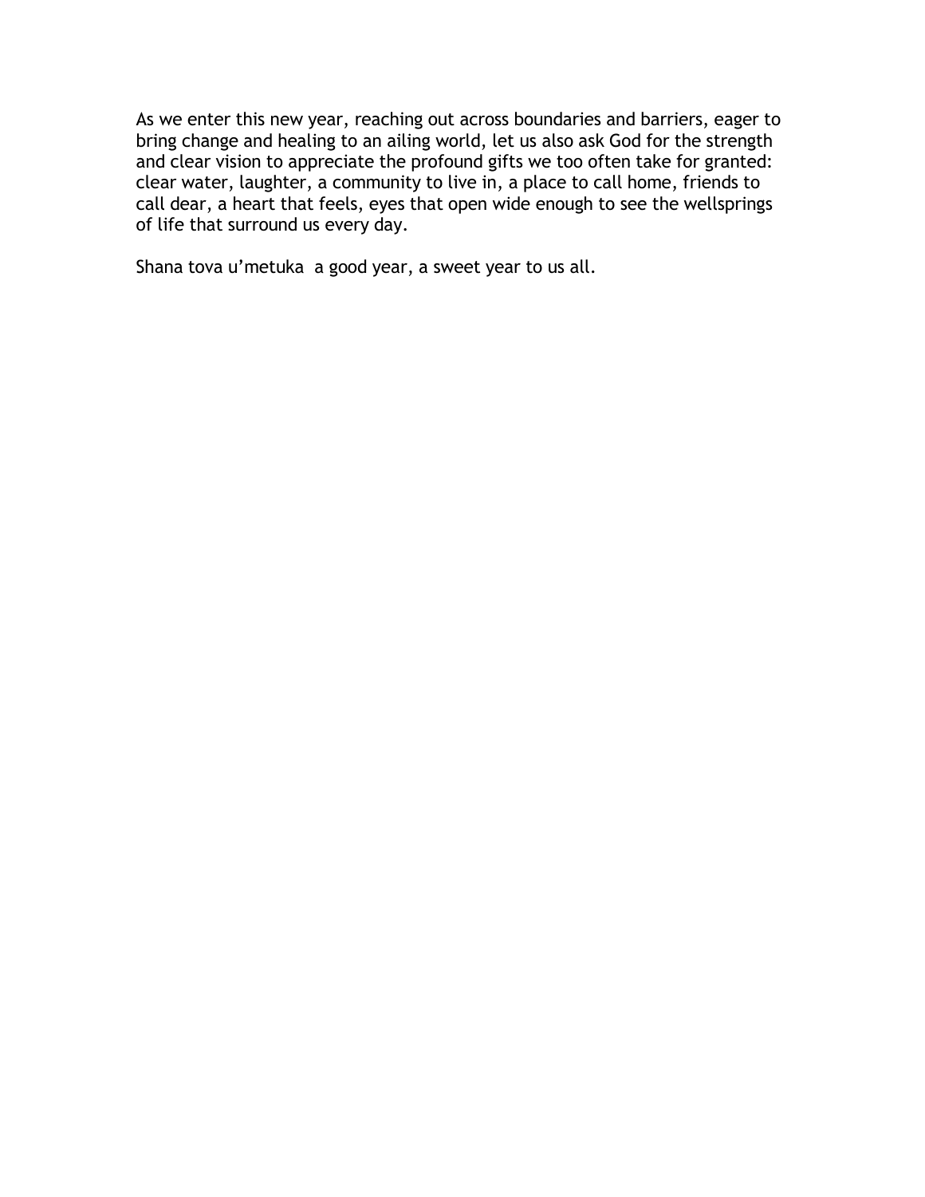As we enter this new year, reaching out across boundaries and barriers, eager to bring change and healing to an ailing world, let us also ask God for the strength and clear vision to appreciate the profound gifts we too often take for granted: clear water, laughter, a community to live in, a place to call home, friends to call dear, a heart that feels, eyes that open wide enough to see the wellsprings of life that surround us every day.

Shana tova u'metuka  a good year, a sweet year to us all.